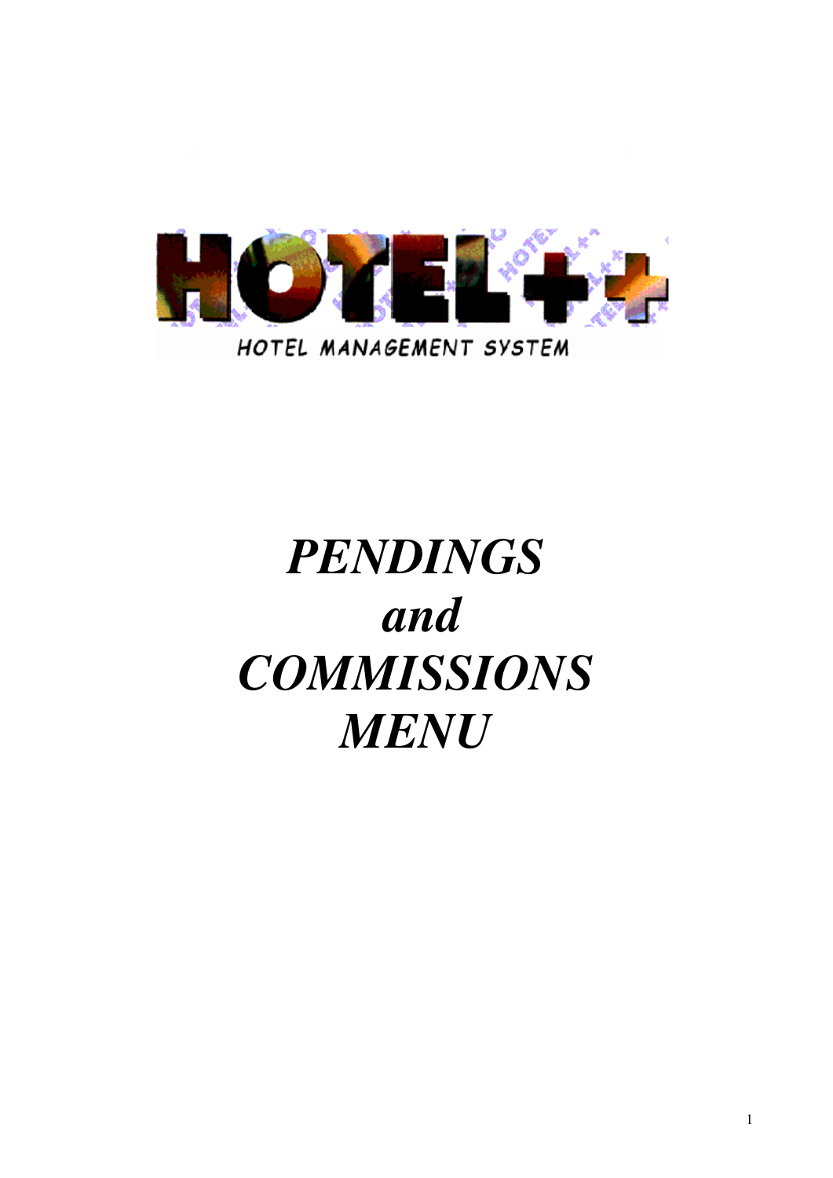HOTEL++

HOTEL MANAGEMENT SYSTEM

# *PENDINGS and COMMISSIONS MENU*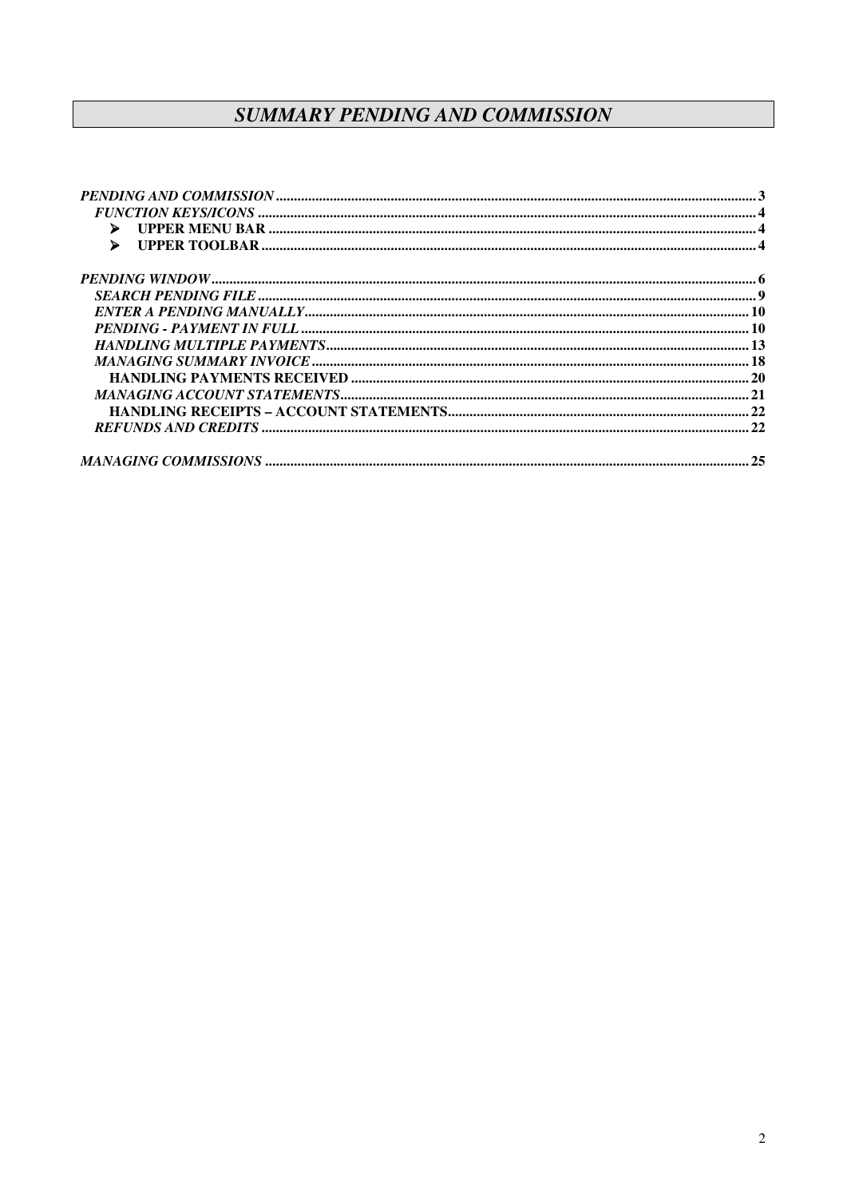# *SUMMARY PENDING AND COMMISSION*

*PENDING AND COMMISSION* .......... 3
- *FUNCTION KEYS/ICONS* .......... 4
  - ➢ **UPPER MENU BAR** .......... 4
  - ➢ **UPPER TOOLBAR** .......... 4

*PENDING WINDOW* .......... 6
- *SEARCH PENDING FILE* .......... 9
- *ENTER A PENDING MANUALLY* .......... 10
- *PENDING - PAYMENT IN FULL* .......... 10
- *HANDLING MULTIPLE PAYMENTS* .......... 13
- *MANAGING SUMMARY INVOICE* .......... 18
  - **HANDLING PAYMENTS RECEIVED** .......... 20
- *MANAGING ACCOUNT STATEMENTS* .......... 21
  - **HANDLING RECEIPTS – ACCOUNT STATEMENTS** .......... 22
- *REFUNDS AND CREDITS* .......... 22

*MANAGING COMMISSIONS* .......... 25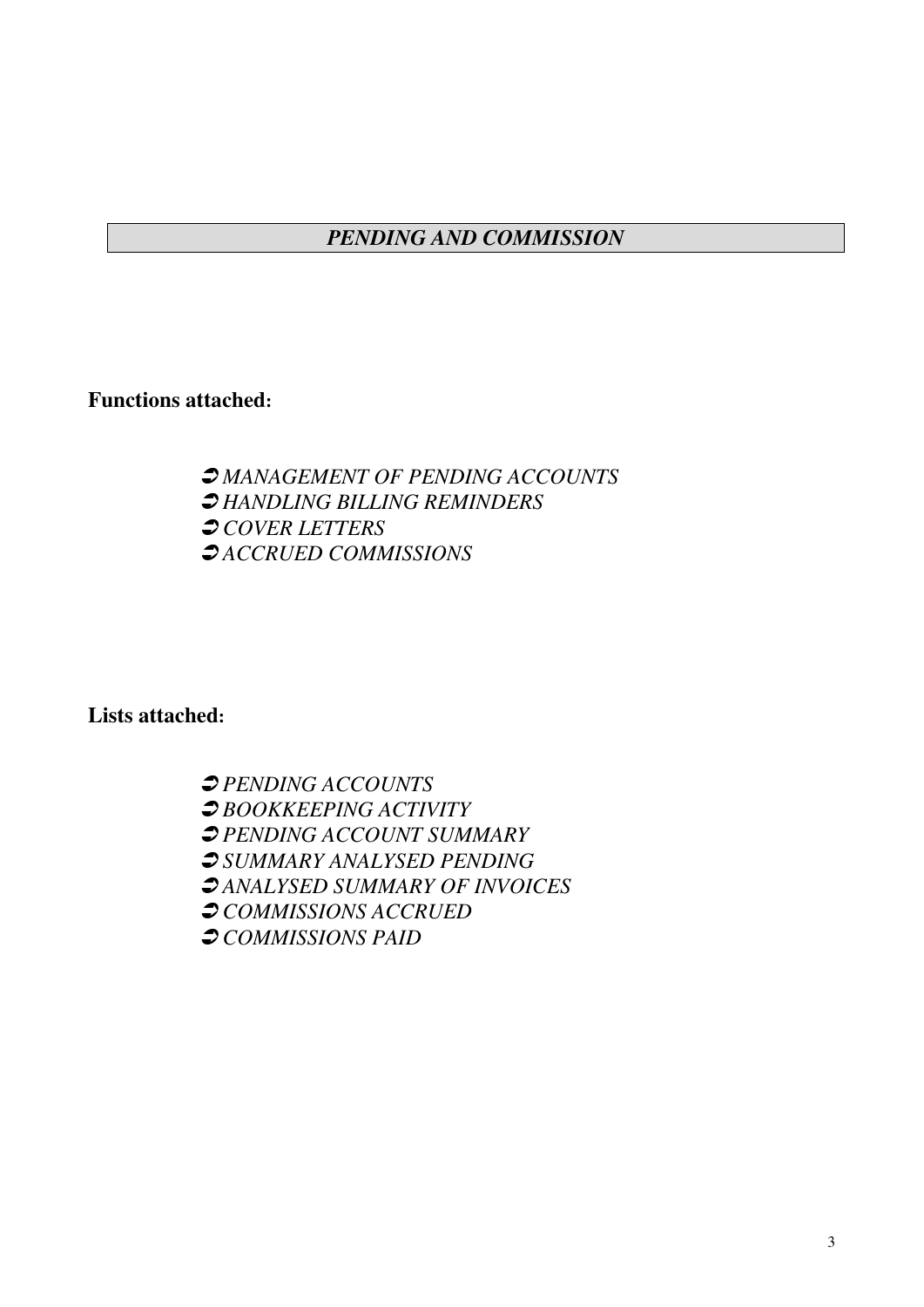## *PENDING AND COMMISSION*

**Functions attached:**

- *MANAGEMENT OF PENDING ACCOUNTS*
- *HANDLING BILLING REMINDERS*
- *COVER LETTERS*
- *ACCRUED COMMISSIONS*

**Lists attached:**

- *PENDING ACCOUNTS*
- *BOOKKEEPING ACTIVITY*
- *PENDING ACCOUNT SUMMARY*
- *SUMMARY ANALYSED PENDING*
- *ANALYSED SUMMARY OF INVOICES*
- *COMMISSIONS ACCRUED*
- *COMMISSIONS PAID*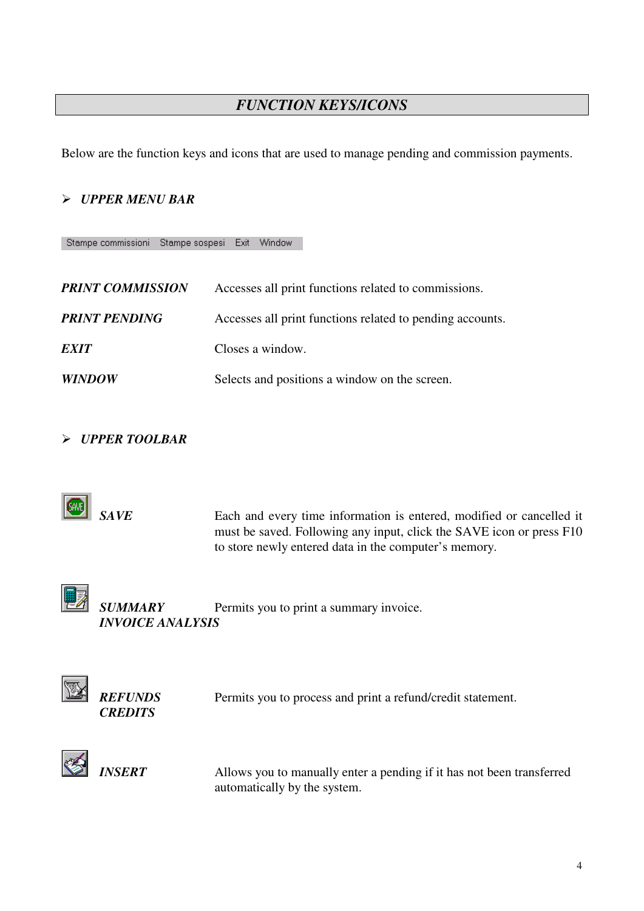# *FUNCTION KEYS/ICONS*

Below are the function keys and icons that are used to manage pending and commission payments.

- ***UPPER MENU BAR***

Stampe commissioni Stampe sospesi Exit Window

| | |
|---|---|
| ***PRINT COMMISSION*** | Accesses all print functions related to commissions. |
| ***PRINT PENDING*** | Accesses all print functions related to pending accounts. |
| ***EXIT*** | Closes a window. |
| ***WINDOW*** | Selects and positions a window on the screen. |

- ***UPPER TOOLBAR***

| | |
|---|---|
| ***SAVE*** | Each and every time information is entered, modified or cancelled it must be saved. Following any input, click the SAVE icon or press F10 to store newly entered data in the computer's memory. |
| ***SUMMARY INVOICE ANALYSIS*** | Permits you to print a summary invoice. |
| ***REFUNDS CREDITS*** | Permits you to process and print a refund/credit statement. |
| ***INSERT*** | Allows you to manually enter a pending if it has not been transferred automatically by the system. |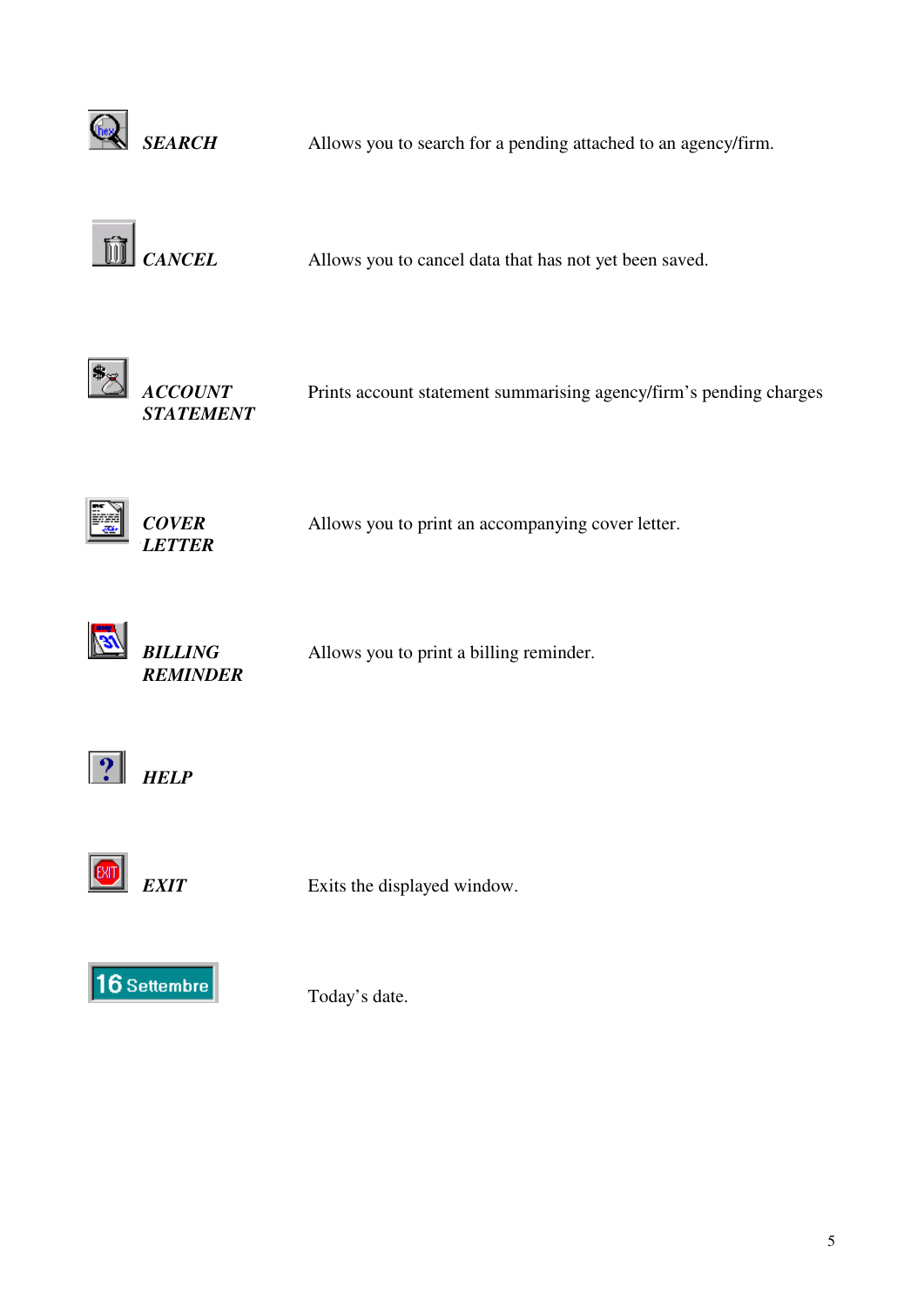| | |
|---|---|
| ***SEARCH*** | Allows you to search for a pending attached to an agency/firm. |
| ***CANCEL*** | Allows you to cancel data that has not yet been saved. |
| ***ACCOUNT STATEMENT*** | Prints account statement summarising agency/firm's pending charges |
| ***COVER LETTER*** | Allows you to print an accompanying cover letter. |
| ***BILLING REMINDER*** | Allows you to print a billing reminder. |
| ***HELP*** | |
| ***EXIT*** | Exits the displayed window. |
| 16 Settembre | Today's date. |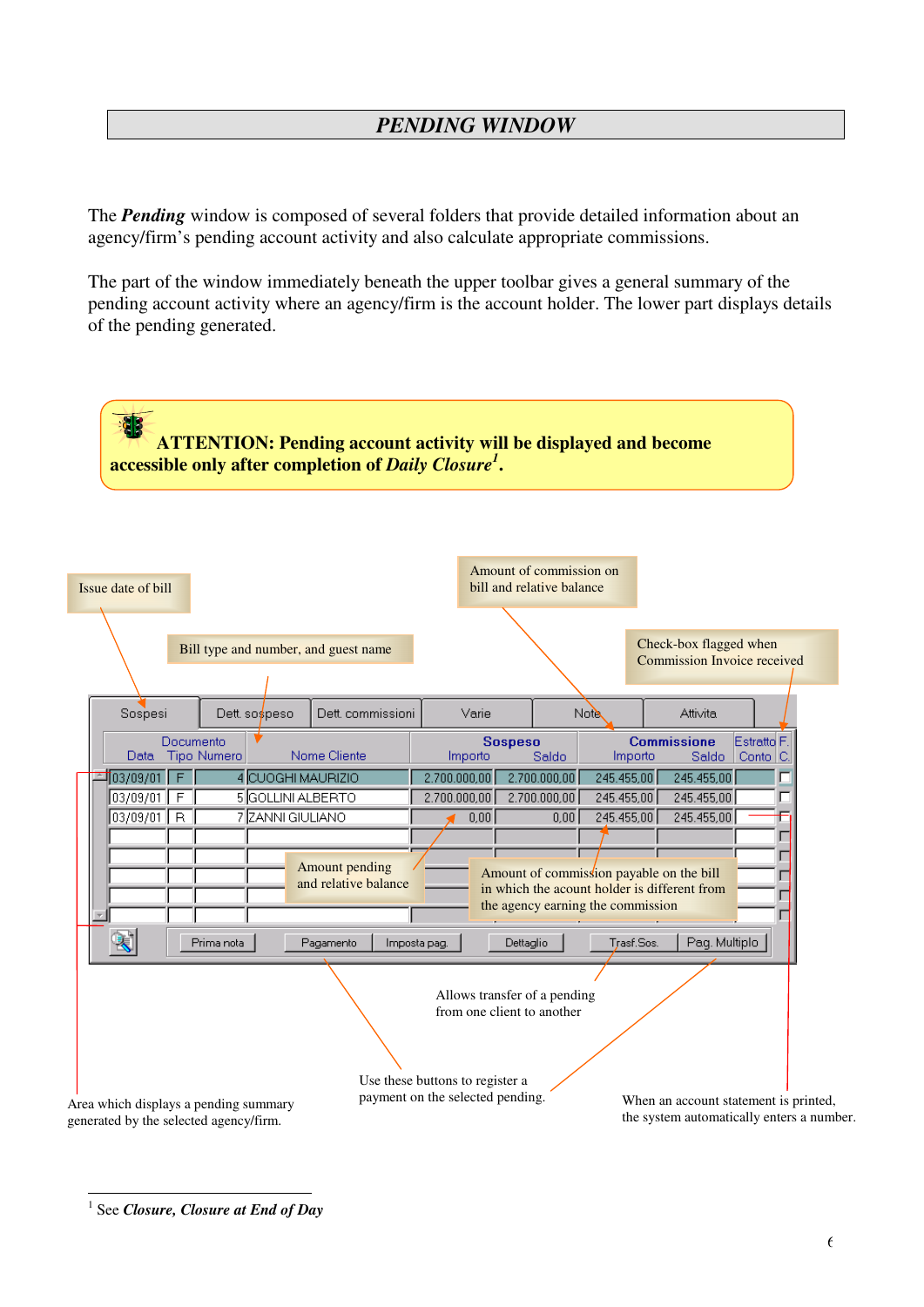# *PENDING WINDOW*

The ***Pending*** window is composed of several folders that provide detailed information about an agency/firm's pending account activity and also calculate appropriate commissions.

The part of the window immediately beneath the upper toolbar gives a general summary of the pending account activity where an agency/firm is the account holder. The lower part displays details of the pending generated.

**ATTENTION: Pending account activity will be displayed and become accessible only after completion of *Daily Closure*[1].**

Issue date of bill

Bill type and number, and guest name

Amount of commission on bill and relative balance

Check-box flagged when Commission Invoice received

Sospesi | Dett. sospeso | Dett. commissioni | Varie | Note | Attivita

| Documento | | | | Sospeso | | Commissione | | Estratto | F. |
|---|---|---|---|---|---|---|---|---|---|
| Data | Tipo | Numero | Nome Cliente | Importo | Saldo | Importo | Saldo | Conto | C. |
| 03/09/01 | F | 4 | CUOGHI MAURIZIO | 2.700.000,00 | 2.700.000,00 | 245.455,00 | 245.455,00 | | ☐ |
| 03/09/01 | F | 5 | GOLLINI ALBERTO | 2.700.000,00 | 2.700.000,00 | 245.455,00 | 245.455,00 | | ☐ |
| 03/09/01 | R | 7 | ZANNI GIULIANO | 0,00 | 0,00 | 245.455,00 | 245.455,00 | | ☐ |

Amount pending and relative balance

Amount of commission payable on the bill in which the acount holder is different from the agency earning the commission

Prima nota | Pagamento | Imposta pag. | Dettaglio | Trasf.Sos. | Pag. Multiplo

Allows transfer of a pending from one client to another

Use these buttons to register a payment on the selected pending.

Area which displays a pending summary generated by the selected agency/firm.

When an account statement is printed, the system automatically enters a number.

---

[1] See ***Closure, Closure at End of Day***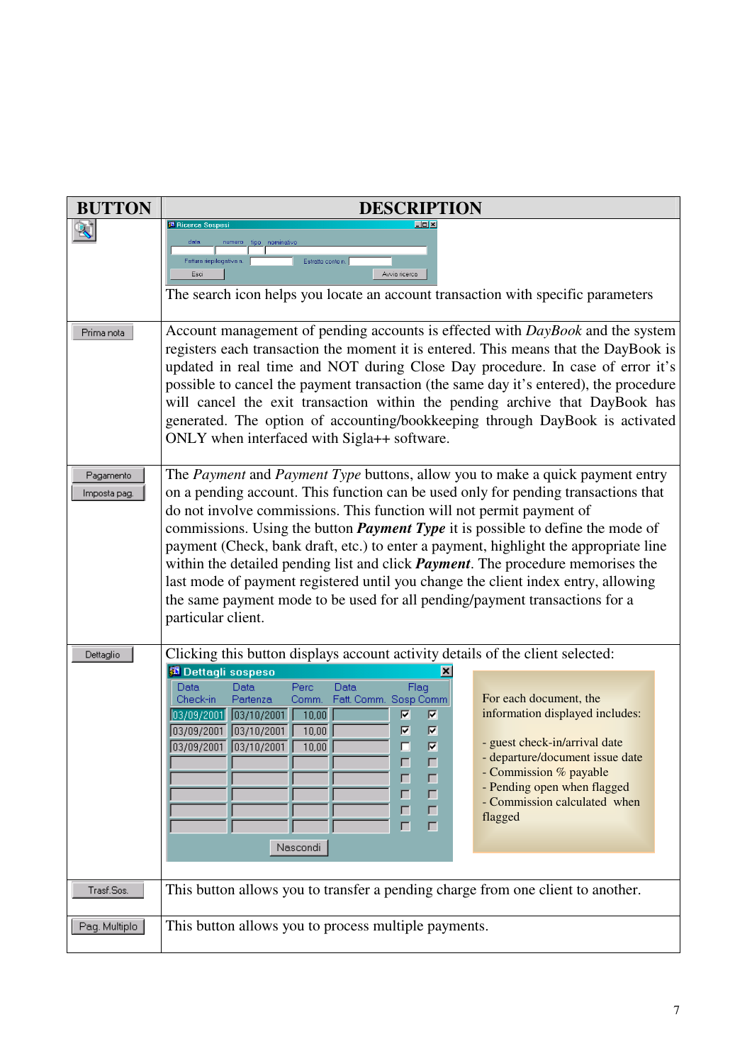| BUTTON | DESCRIPTION |
|---|---|
| (search icon) | The search icon helps you locate an account transaction with specific parameters |
| Prima nota | Account management of pending accounts is effected with *DayBook* and the system registers each transaction the moment it is entered. This means that the DayBook is updated in real time and NOT during Close Day procedure. In case of error it's possible to cancel the payment transaction (the same day it's entered), the procedure will cancel the exit transaction within the pending archive that DayBook has generated. The option of accounting/bookkeeping through DayBook is activated ONLY when interfaced with Sigla++ software. |
| Pagamento<br>Imposta pag. | The *Payment* and *Payment Type* buttons, allow you to make a quick payment entry on a pending account. This function can be used only for pending transactions that do not involve commissions. This function will not permit payment of commissions. Using the button ***Payment Type*** it is possible to define the mode of payment (Check, bank draft, etc.) to enter a payment, highlight the appropriate line within the detailed pending list and click ***Payment***. The procedure memorises the last mode of payment registered until you change the client index entry, allowing the same payment mode to be used for all pending/payment transactions for a particular client. |
| Dettaglio | Clicking this button displays account activity details of the client selected:<br>For each document, the information displayed includes:<br>- guest check-in/arrival date<br>- departure/document issue date<br>- Commission % payable<br>- Pending open when flagged<br>- Commission calculated when flagged |
| Trasf.Sos. | This button allows you to transfer a pending charge from one client to another. |
| Pag. Multiplo | This button allows you to process multiple payments. |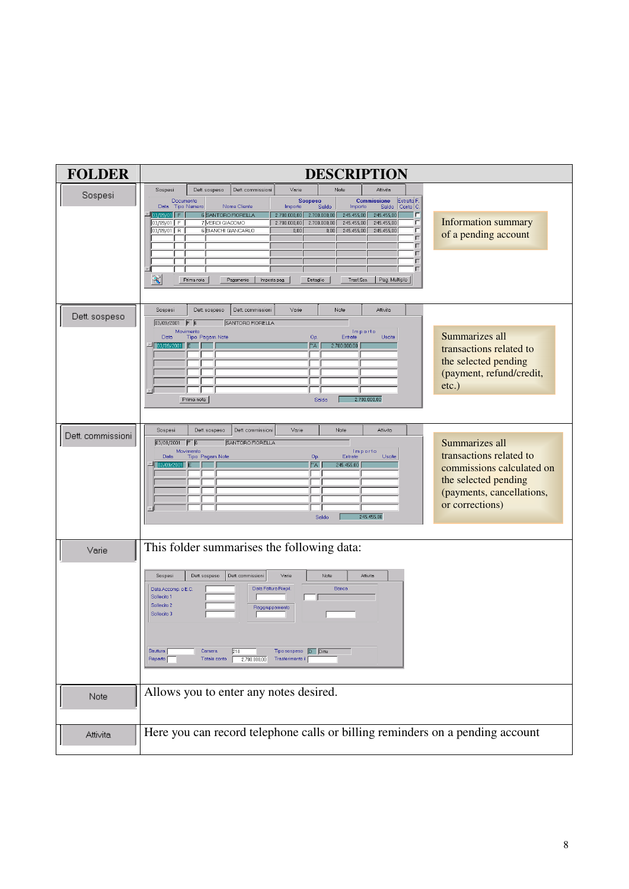| FOLDER | DESCRIPTION |
|---|---|
| Sospesi | Information summary of a pending account |
| Dett. sospeso | Summarizes all transactions related to the selected pending (payment, refund/credit, etc.) |
| Dett. commissioni | Summarizes all transactions related to commissions calculated on the selected pending (payments, cancellations, or corrections) |
| Varie | This folder summarises the following data: |
| Note | Allows you to enter any notes desired. |
| Attivita | Here you can record telephone calls or billing reminders on a pending account |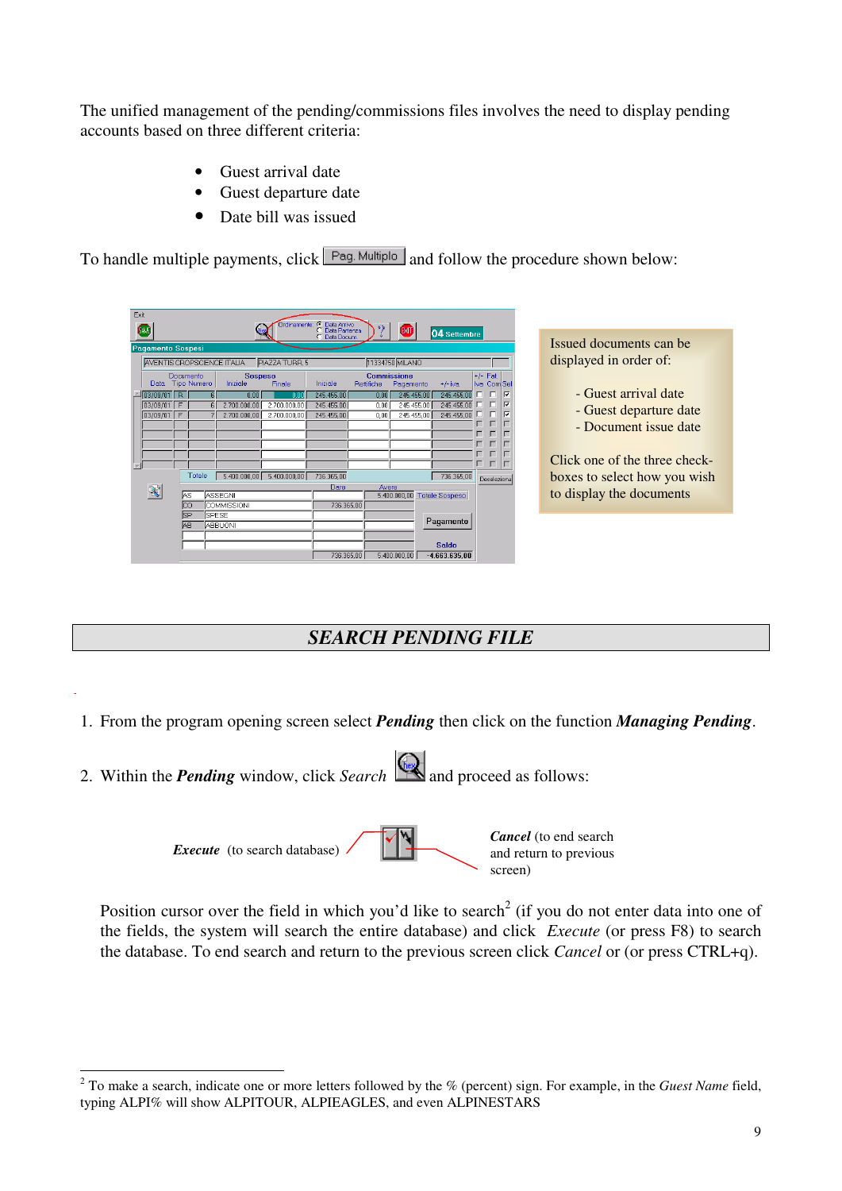The unified management of the pending/commissions files involves the need to display pending accounts based on three different criteria:

- Guest arrival date
- Guest departure date
- Date bill was issued

To handle multiple payments, click Pag. Multiplo and follow the procedure shown below:

Issued documents can be displayed in order of:

- Guest arrival date
- Guest departure date
- Document issue date

Click one of the three check-boxes to select how you wish to display the documents

## SEARCH PENDING FILE

1. From the program opening screen select ***Pending*** then click on the function ***Managing Pending***.

2. Within the ***Pending*** window, click *Search* and proceed as follows:

***Execute*** (to search database)

***Cancel*** (to end search and return to previous screen)

Position cursor over the field in which you'd like to search[2] (if you do not enter data into one of the fields, the system will search the entire database) and click *Execute* (or press F8) to search the database. To end search and return to the previous screen click *Cancel* or (or press CTRL+q).

---

[2] To make a search, indicate one or more letters followed by the % (percent) sign. For example, in the *Guest Name* field, typing ALPI% will show ALPITOUR, ALPIEAGLES, and even ALPINESTARS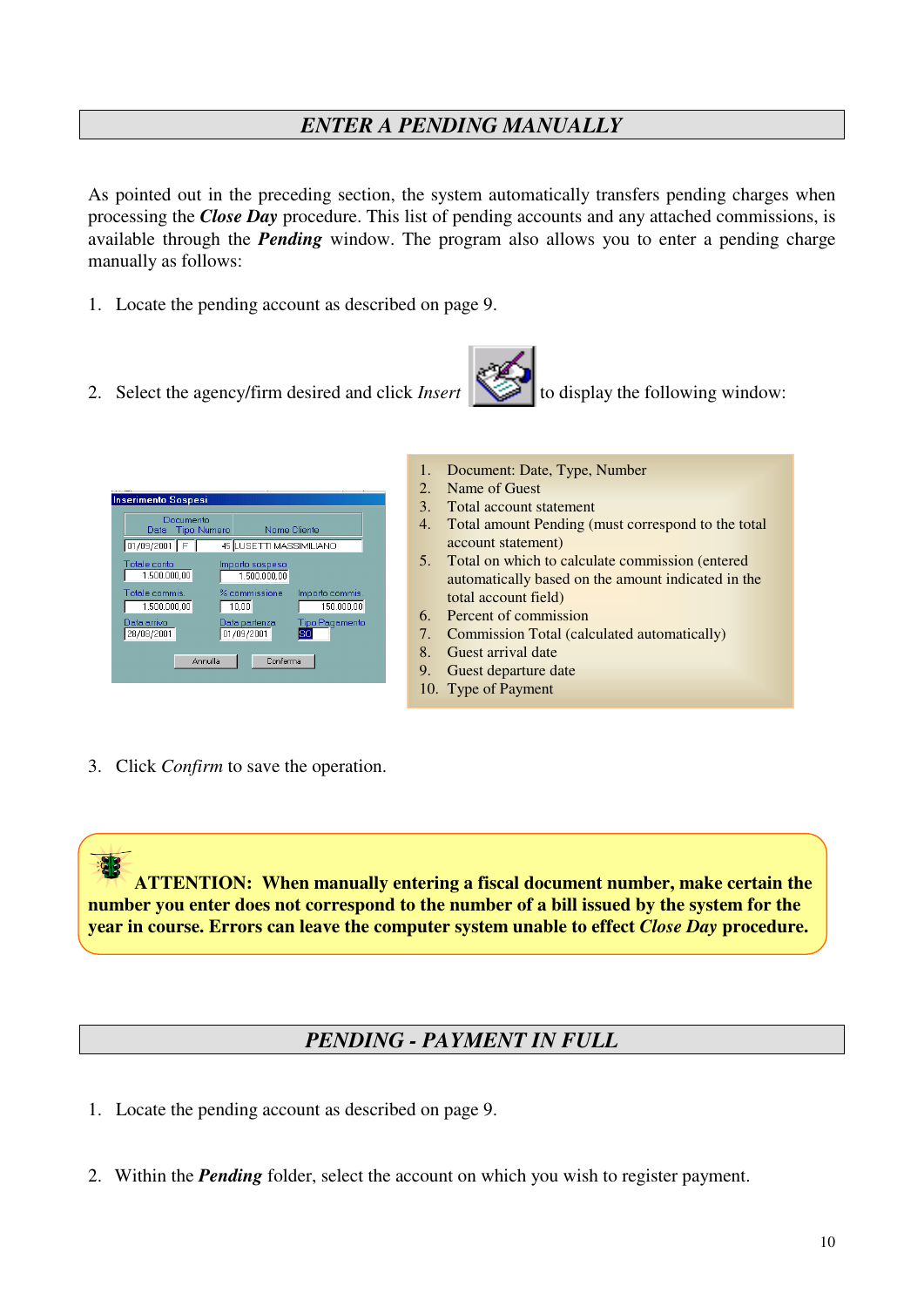## *ENTER A PENDING MANUALLY*

As pointed out in the preceding section, the system automatically transfers pending charges when processing the ***Close Day*** procedure. This list of pending accounts and any attached commissions, is available through the ***Pending*** window. The program also allows you to enter a pending charge manually as follows:

1. Locate the pending account as described on page 9.

2. Select the agency/firm desired and click *Insert* to display the following window:

1. Document: Date, Type, Number
2. Name of Guest
3. Total account statement
4. Total amount Pending (must correspond to the total account statement)
5. Total on which to calculate commission (entered automatically based on the amount indicated in the total account field)
6. Percent of commission
7. Commission Total (calculated automatically)
8. Guest arrival date
9. Guest departure date
10. Type of Payment

3. Click *Confirm* to save the operation.

**ATTENTION: When manually entering a fiscal document number, make certain the number you enter does not correspond to the number of a bill issued by the system for the year in course. Errors can leave the computer system unable to effect *Close Day* procedure.**

## *PENDING - PAYMENT IN FULL*

1. Locate the pending account as described on page 9.

2. Within the ***Pending*** folder, select the account on which you wish to register payment.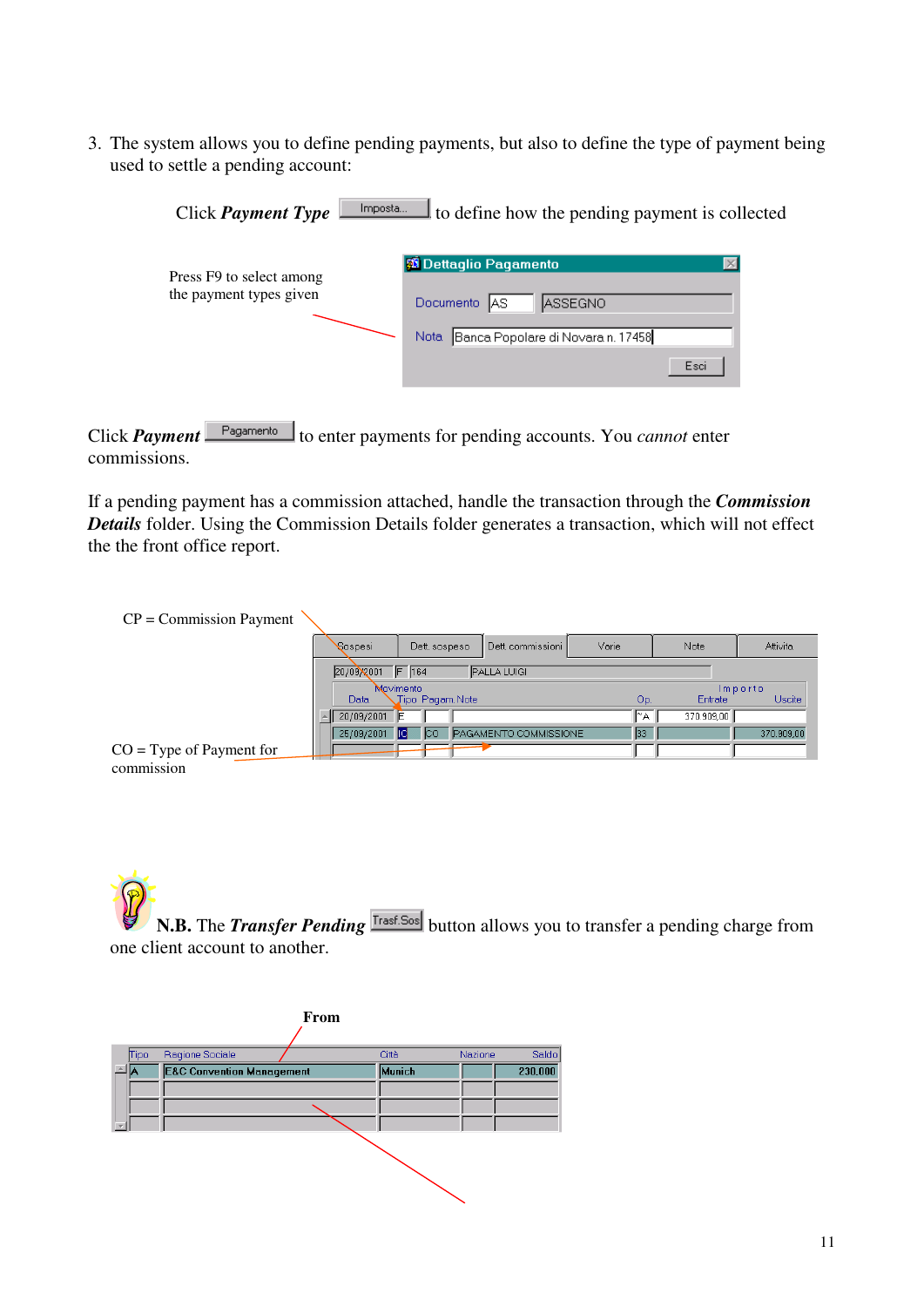3. The system allows you to define pending payments, but also to define the type of payment being used to settle a pending account:

Click ***Payment Type*** Imposta... to define how the pending payment is collected

Press F9 to select among the payment types given

**Dettaglio Pagamento**

Documento AS ASSEGNO

Nota Banca Popolare di Novara n. 17458

Esci

Click ***Payment*** Pagamento to enter payments for pending accounts. You *cannot* enter commissions.

If a pending payment has a commission attached, handle the transaction through the ***Commission Details*** folder. Using the Commission Details folder generates a transaction, which will not effect the the front office report.

CP = Commission Payment

CO = Type of Payment for commission

| Sospesi | Dett. sospeso | Dett. commissioni | Varie | Note | Attività |
|---|---|---|---|---|---|

20/09/2001 F 164 PALLA LUIGI

| Data | Tipo | Pagam. | Note | Op. | Entrate | Uscite |
|---|---|---|---|---|---|---|
| 20/09/2001 | F | | | ^A | 370.909,00 | |
| 25/09/2001 | IC | CO | PAGAMENTO COMMISSIONE | 33 | | 370.909,00 |

N.B. The ***Transfer Pending*** Trasf.Sos button allows you to transfer a pending charge from one client account to another.

**From**

| Tipo | Regione Sociale | Città | Nazione | Saldo |
|---|---|---|---|---|
| A | F&C Convention Management | Munich | | 230,000 |
| | | | | |
| | | | | |
| | | | | |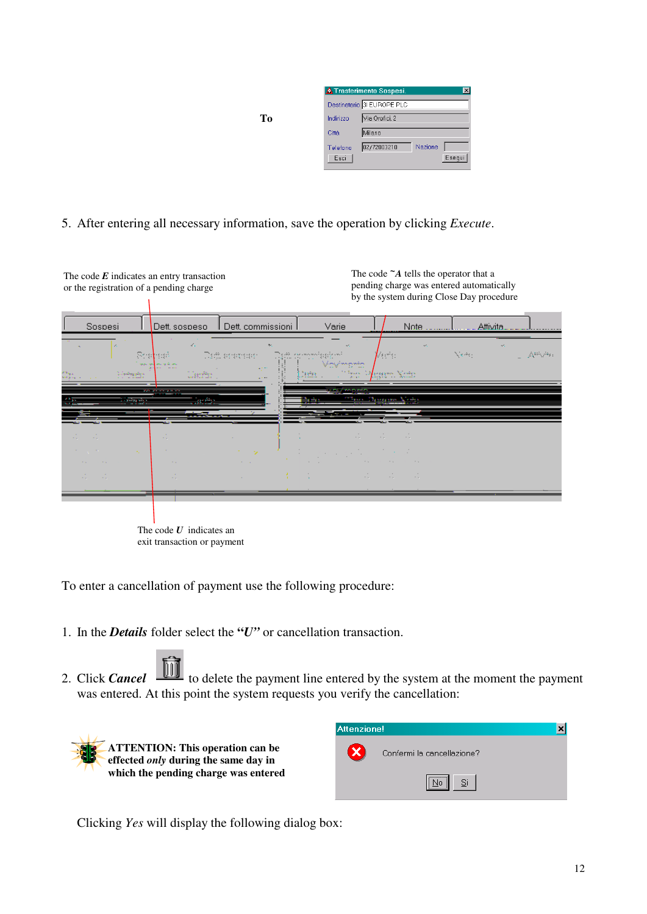To

Trasferimento Sospesi

| | |
|---|---|
| Destinatario | 3I EUROPE PLC |
| Indirizzo | Via Orefici, 2 |
| Città | Milano |
| Telefono | 02/72003210 |
| Nazione | |

Esci Esegui

5. After entering all necessary information, save the operation by clicking *Execute*.

The code ***E*** indicates an entry transaction or the registration of a pending charge

The code ***~A*** tells the operator that a pending charge was entered automatically by the system during Close Day procedure

Sospesi | Dett. sospeso | Dett. commissioni | Varie | Note | Attivita

The code ***U*** indicates an exit transaction or payment

To enter a cancellation of payment use the following procedure:

1. In the ***Details*** folder select the **"*U*"** or cancellation transaction.

2. Click ***Cancel*** to delete the payment line entered by the system at the moment the payment was entered. At this point the system requests you verify the cancellation:

**ATTENTION: This operation can be effected *only* during the same day in which the pending charge was entered**

Attenzione!

Confermi la cancellazione?

No Si

Clicking *Yes* will display the following dialog box: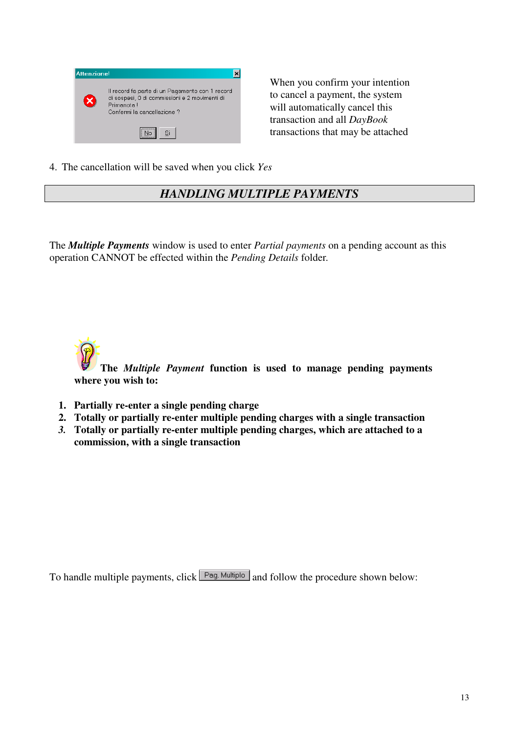When you confirm your intention to cancel a payment, the system will automatically cancel this transaction and all *DayBook* transactions that may be attached

4. The cancellation will be saved when you click *Yes*

## *HANDLING MULTIPLE PAYMENTS*

The ***Multiple Payments*** window is used to enter *Partial payments* on a pending account as this operation CANNOT be effected within the *Pending Details* folder.

**The *Multiple Payment* function is used to manage pending payments where you wish to:**

1. **Partially re-enter a single pending charge**
2. **Totally or partially re-enter multiple pending charges with a single transaction**
3. **Totally or partially re-enter multiple pending charges, which are attached to a commission, with a single transaction**

To handle multiple payments, click Pag. Multiplo and follow the procedure shown below: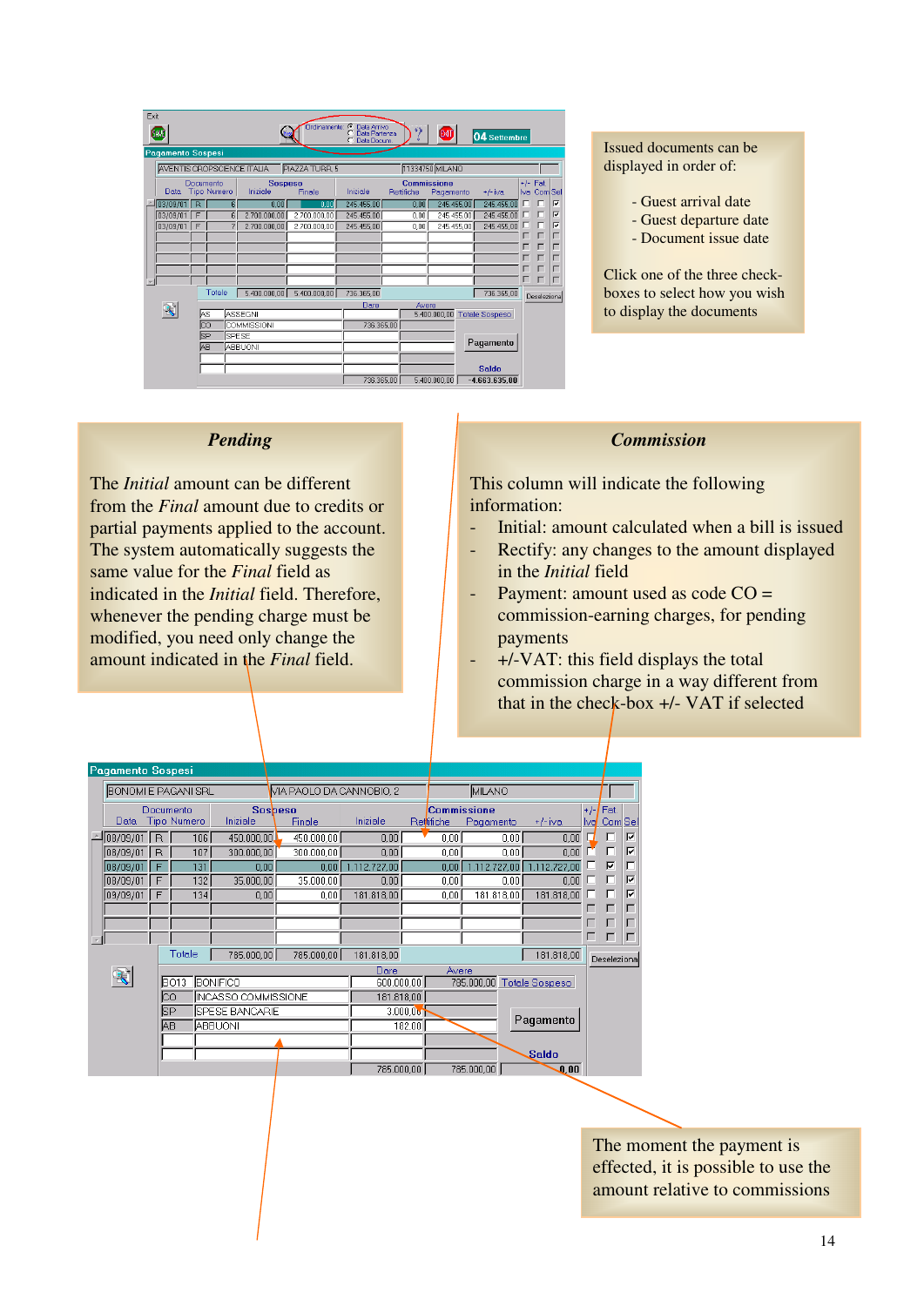Issued documents can be displayed in order of:

- Guest arrival date
- Guest departure date
- Document issue date

Click one of the three check-boxes to select how you wish to display the documents

### *Pending*

The *Initial* amount can be different from the *Final* amount due to credits or partial payments applied to the account. The system automatically suggests the same value for the *Final* field as indicated in the *Initial* field. Therefore, whenever the pending charge must be modified, you need only change the amount indicated in the *Final* field.

### *Commission*

This column will indicate the following information:

- Initial: amount calculated when a bill is issued
- Rectify: any changes to the amount displayed in the *Initial* field
- Payment: amount used as code CO = commission-earning charges, for pending payments
- +/-VAT: this field displays the total commission charge in a way different from that in the check-box +/- VAT if selected

The moment the payment is effected, it is possible to use the amount relative to commissions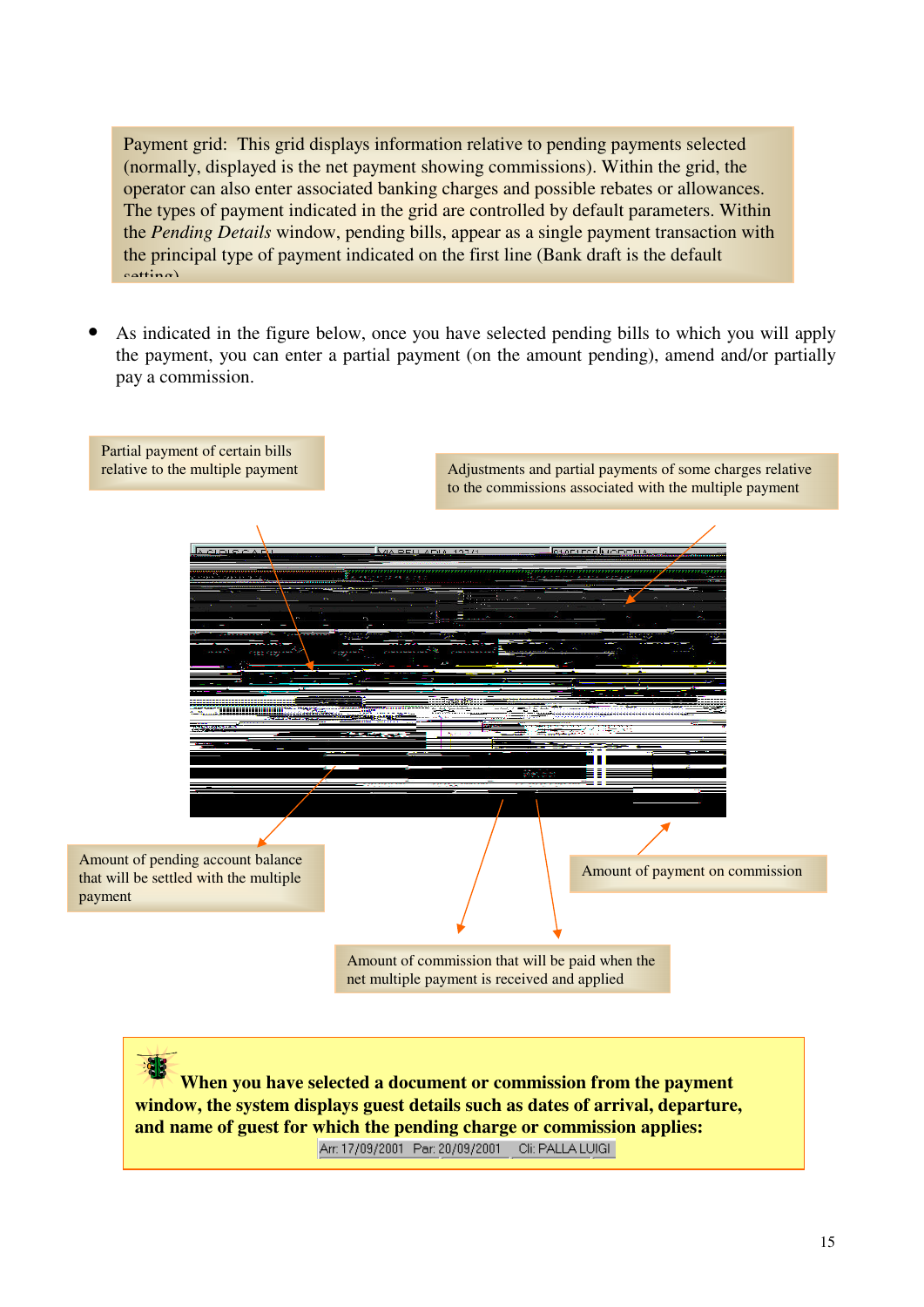Payment grid: This grid displays information relative to pending payments selected (normally, displayed is the net payment showing commissions). Within the grid, the operator can also enter associated banking charges and possible rebates or allowances. The types of payment indicated in the grid are controlled by default parameters. Within the *Pending Details* window, pending bills, appear as a single payment transaction with the principal type of payment indicated on the first line (Bank draft is the default setting)

- As indicated in the figure below, once you have selected pending bills to which you will apply the payment, you can enter a partial payment (on the amount pending), amend and/or partially pay a commission.

Partial payment of certain bills relative to the multiple payment

Adjustments and partial payments of some charges relative to the commissions associated with the multiple payment

Amount of pending account balance that will be settled with the multiple payment

Amount of payment on commission

Amount of commission that will be paid when the net multiple payment is received and applied

**When you have selected a document or commission from the payment window, the system displays guest details such as dates of arrival, departure, and name of guest for which the pending charge or commission applies:**

Arr: 17/09/2001 Par: 20/09/2001 Cli: PALLA LUIGI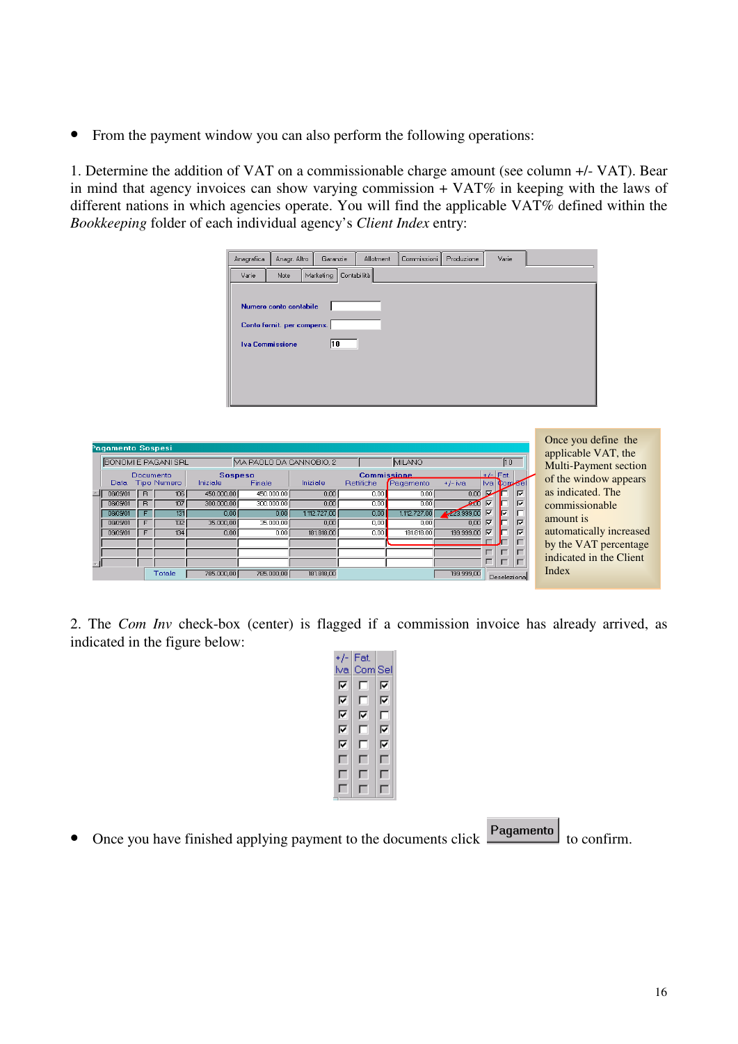- From the payment window you can also perform the following operations:

1. Determine the addition of VAT on a commissionable charge amount (see column +/- VAT). Bear in mind that agency invoices can show varying commission + VAT% in keeping with the laws of different nations in which agencies operate. You will find the applicable VAT% defined within the *Bookkeeping* folder of each individual agency's *Client Index* entry:

Once you define the applicable VAT, the Multi-Payment section of the window appears as indicated. The commissionable amount is automatically increased by the VAT percentage indicated in the Client Index

2. The *Com Inv* check-box (center) is flagged if a commission invoice has already arrived, as indicated in the figure below:

- Once you have finished applying payment to the documents click **Pagamento** to confirm.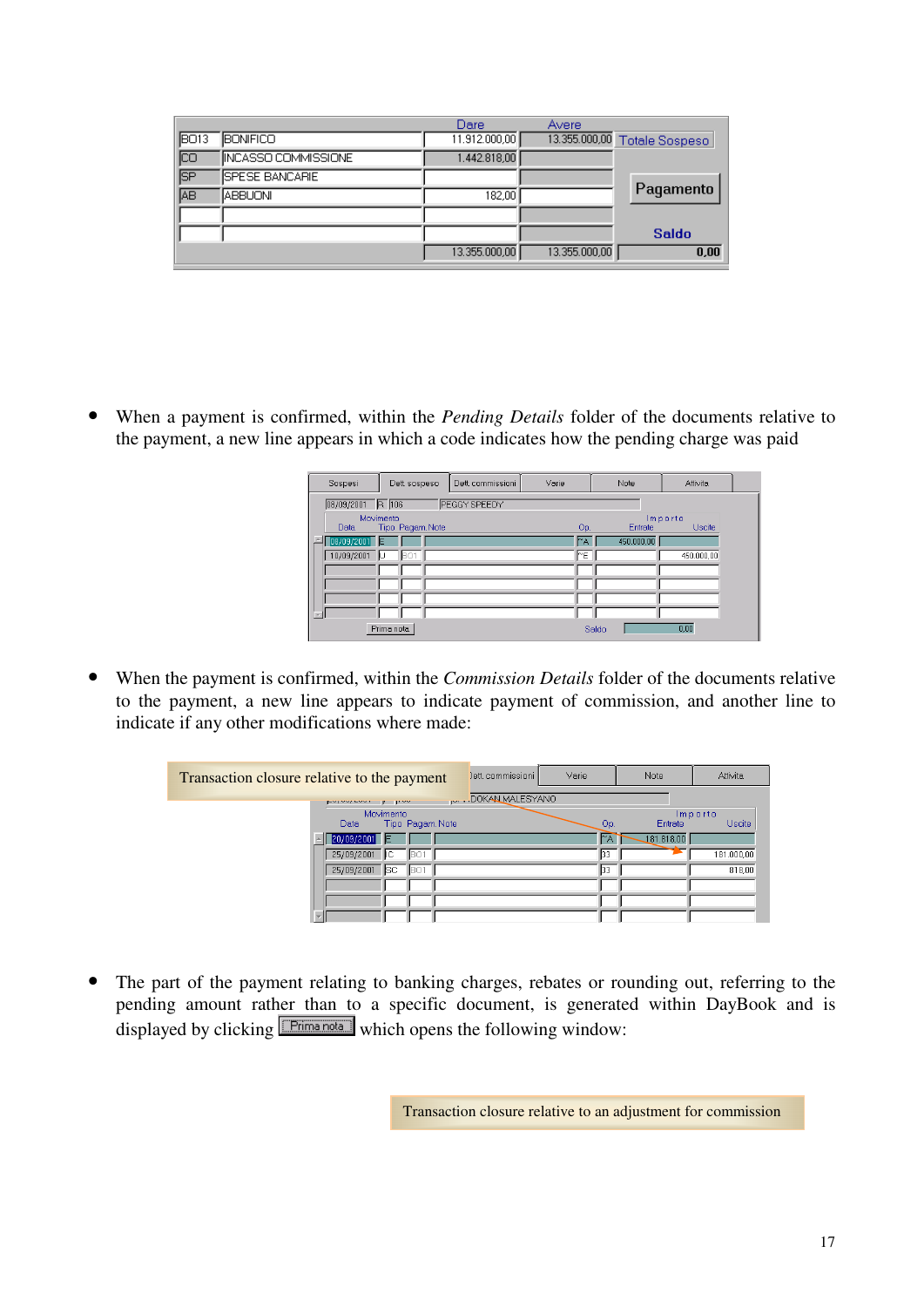|  |  | Dare | Avere | Totale Sospeso |
|---|---|---|---|---|
| BO13 | BONIFICO | 11.912.000,00 | 13.355.000,00 |  |
| CO | INCASSO COMMISSIONE | 1.442.818,00 |  |  |
| SP | SPESE BANCARIE |  |  | Pagamento |
| AB | ABBUONI | 182,00 |  |  |
|  |  |  |  |  |
|  |  |  |  | Saldo |
|  |  | 13.355.000,00 | 13.355.000,00 | 0,00 |

- When a payment is confirmed, within the *Pending Details* folder of the documents relative to the payment, a new line appears in which a code indicates how the pending charge was paid

Sospesi | Dett. sospeso | Dett. commissioni | Varie | Note | Attività

08/09/2001 R 106 PEGGY SPEEDY

| Data | Tipo | Pagam. | Note | Op. | Entrate | Uscite |
|---|---|---|---|---|---|---|
| 08/09/2001 | E |  |  | *A | 450.000,00 |  |
| 10/09/2001 | U | BO1 |  | *E |  | 450.000,00 |

Prima nota — Saldo 0,00

- When the payment is confirmed, within the *Commission Details* folder of the documents relative to the payment, a new line appears to indicate payment of commission, and another line to indicate if any other modifications where made:

Transaction closure relative to the payment

Dett. commissioni | Varie | Note | Attività

DOKAN MALESYANO

| Data | Tipo | Pagam. | Note | Op. | Entrate | Uscite |
|---|---|---|---|---|---|---|
| 20/09/2001 | E |  |  | *A | 181.818,00 |  |
| 25/09/2001 | C | BO1 |  | 33 |  | 181.000,00 |
| 25/09/2001 | SC | BO1 |  | 33 |  | 818,00 |

- The part of the payment relating to banking charges, rebates or rounding out, referring to the pending amount rather than to a specific document, is generated within DayBook and is displayed by clicking Prima nota which opens the following window:

Transaction closure relative to an adjustment for commission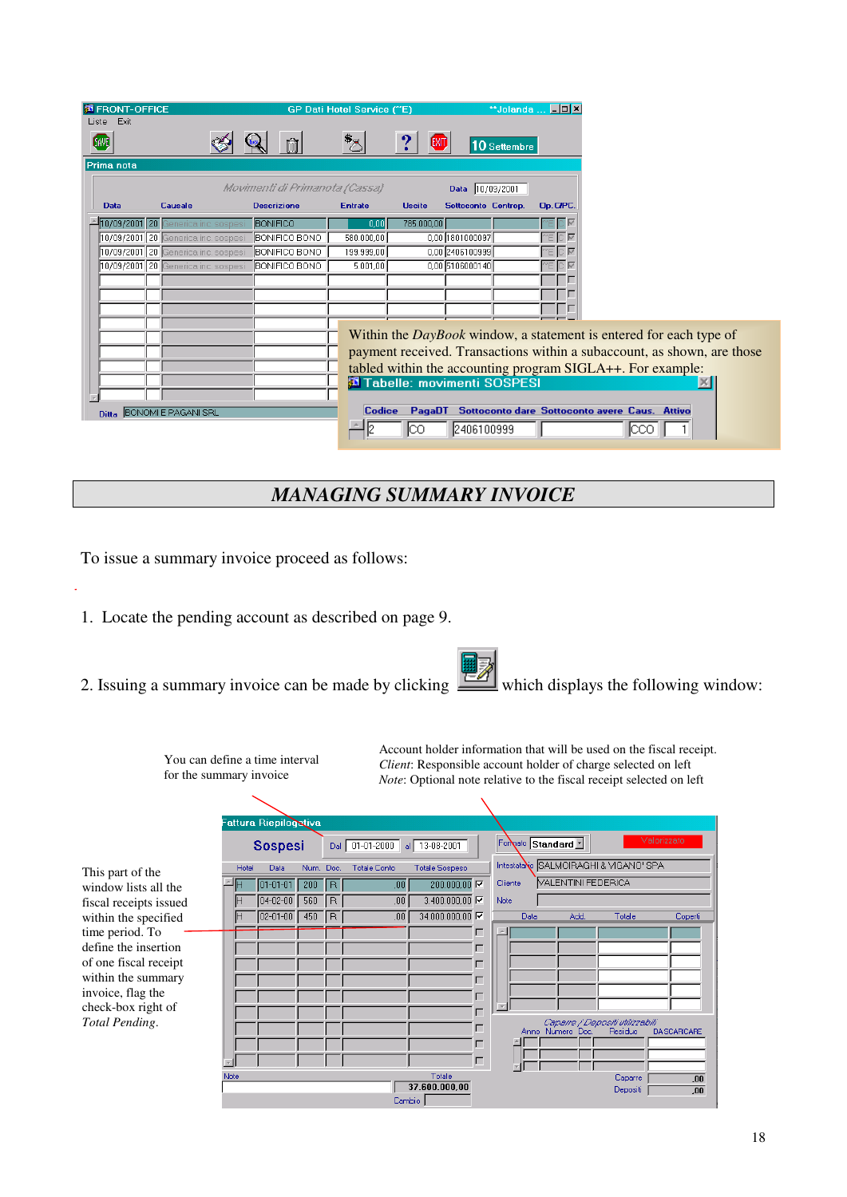Within the *DayBook* window, a statement is entered for each type of payment received. Transactions within a subaccount, as shown, are those tabled within the accounting program SIGLA++. For example:

## MANAGING SUMMARY INVOICE

To issue a summary invoice proceed as follows:

1. Locate the pending account as described on page 9.

2. Issuing a summary invoice can be made by clicking which displays the following window:

You can define a time interval for the summary invoice

Account holder information that will be used on the fiscal receipt.
*Client*: Responsible account holder of charge selected on left
*Note*: Optional note relative to the fiscal receipt selected on left

This part of the window lists all the fiscal receipts issued within the specified time period. To define the insertion of one fiscal receipt within the summary invoice, flag the check-box right of *Total Pending*.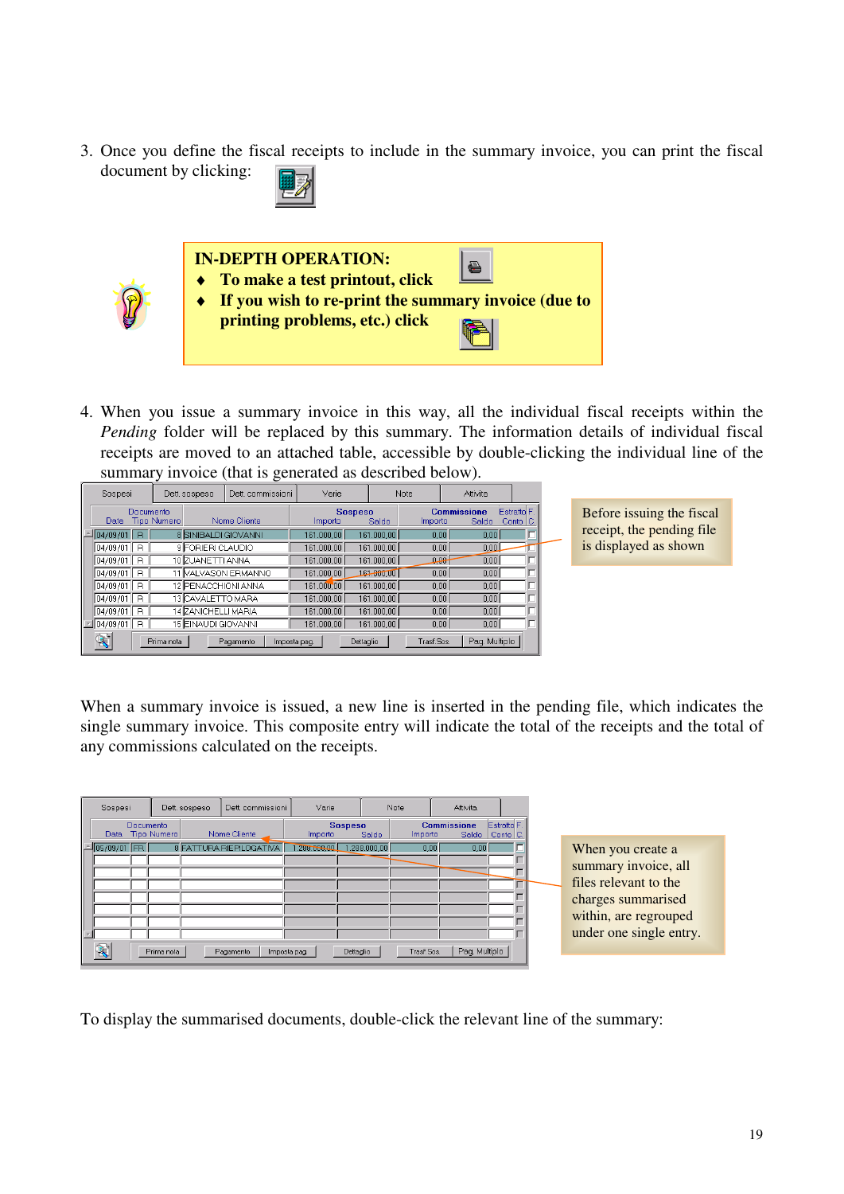3. Once you define the fiscal receipts to include in the summary invoice, you can print the fiscal document by clicking:

**IN-DEPTH OPERATION:**

- **To make a test printout, click**
- **If you wish to re-print the summary invoice (due to printing problems, etc.) click**

4. When you issue a summary invoice in this way, all the individual fiscal receipts within the *Pending* folder will be replaced by this summary. The information details of individual fiscal receipts are moved to an attached table, accessible by double-clicking the individual line of the summary invoice (that is generated as described below).

| Data | Tipo | Numero | Nome Cliente | Sospeso Importo | Sospeso Saldo | Commissione Importo | Commissione Saldo |
|---|---|---|---|---|---|---|---|
| 04/09/01 | R | 8 | SINIBALDI GIOVANNI | 161.000,00 | 161.000,00 | 0,00 | 0,00 |
| 04/09/01 | R | 9 | FORIERI CLAUDIO | 161.000,00 | 161.000,00 | 0,00 | 0,00 |
| 04/09/01 | R | 10 | ZUANETTI ANNA | 161.000,00 | 161.000,00 | 0,00 | 0,00 |
| 04/09/01 | R | 11 | VALVASON ERMANNO | 161.000,00 | 161.000,00 | 0,00 | 0,00 |
| 04/09/01 | R | 12 | PENACCHIONI ANNA | 161.000,00 | 161.000,00 | 0,00 | 0,00 |
| 04/09/01 | R | 13 | CAVALETTO MARA | 161.000,00 | 161.000,00 | 0,00 | 0,00 |
| 04/09/01 | R | 14 | ZANICHELLI MARIA | 161.000,00 | 161.000,00 | 0,00 | 0,00 |
| 04/09/01 | R | 15 | EINAUDI GIOVANNI | 161.000,00 | 161.000,00 | 0,00 | 0,00 |

Before issuing the fiscal receipt, the pending file is displayed as shown

When a summary invoice is issued, a new line is inserted in the pending file, which indicates the single summary invoice. This composite entry will indicate the total of the receipts and the total of any commissions calculated on the receipts.

| Data | Tipo | Numero | Nome Cliente | Sospeso Importo | Sospeso Saldo | Commissione Importo | Commissione Saldo |
|---|---|---|---|---|---|---|---|
| 05/09/01 | FR | 8 | FATTURA RIEPILOGATIVA | 1.288.000,00 | 1.288.000,00 | 0,00 | 0,00 |

When you create a summary invoice, all files relevant to the charges summarised within, are regrouped under one single entry.

To display the summarised documents, double-click the relevant line of the summary: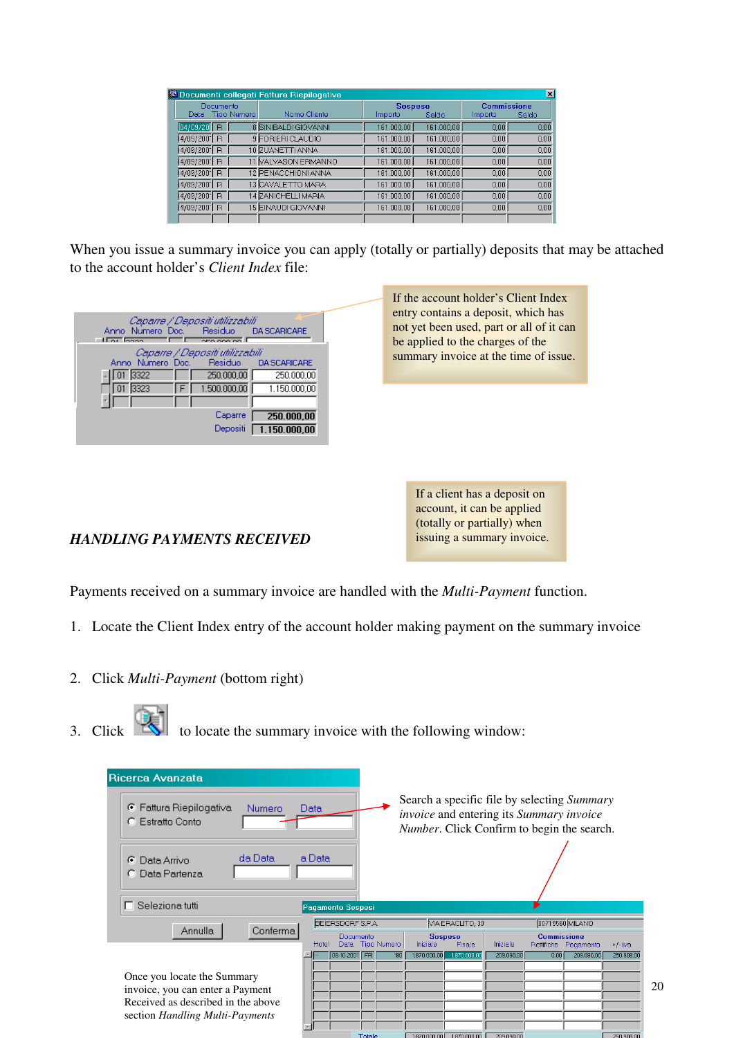When you issue a summary invoice you can apply (totally or partially) deposits that may be attached to the account holder's *Client Index* file:

If the account holder's Client Index entry contains a deposit, which has not yet been used, part or all of it can be applied to the charges of the summary invoice at the time of issue.

If a client has a deposit on account, it can be applied (totally or partially) when issuing a summary invoice.

### *HANDLING PAYMENTS RECEIVED*

Payments received on a summary invoice are handled with the *Multi-Payment* function.

1. Locate the Client Index entry of the account holder making payment on the summary invoice
2. Click *Multi-Payment* (bottom right)
3. Click to locate the summary invoice with the following window:

Search a specific file by selecting *Summary invoice* and entering its *Summary invoice Number*. Click Confirm to begin the search.

Once you locate the Summary invoice, you can enter a Payment Received as described in the above section *Handling Multi-Payments*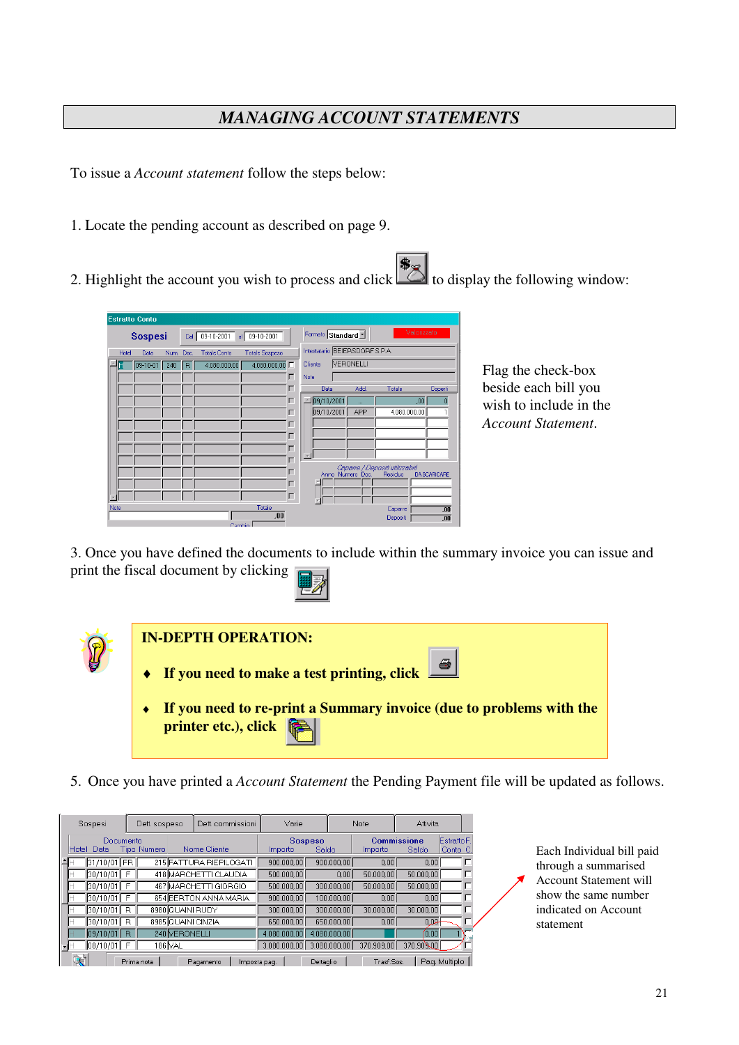# *MANAGING ACCOUNT STATEMENTS*

To issue a *Account statement* follow the steps below:

1. Locate the pending account as described on page 9.

2. Highlight the account you wish to process and click to display the following window:

Flag the check-box beside each bill you wish to include in the *Account Statement*.

3. Once you have defined the documents to include within the summary invoice you can issue and print the fiscal document by clicking

**IN-DEPTH OPERATION:**

- **If you need to make a test printing, click**
- **If you need to re-print a Summary invoice (due to problems with the printer etc.), click**

5. Once you have printed a *Account Statement* the Pending Payment file will be updated as follows.

Each Individual bill paid through a summarised Account Statement will show the same number indicated on Account statement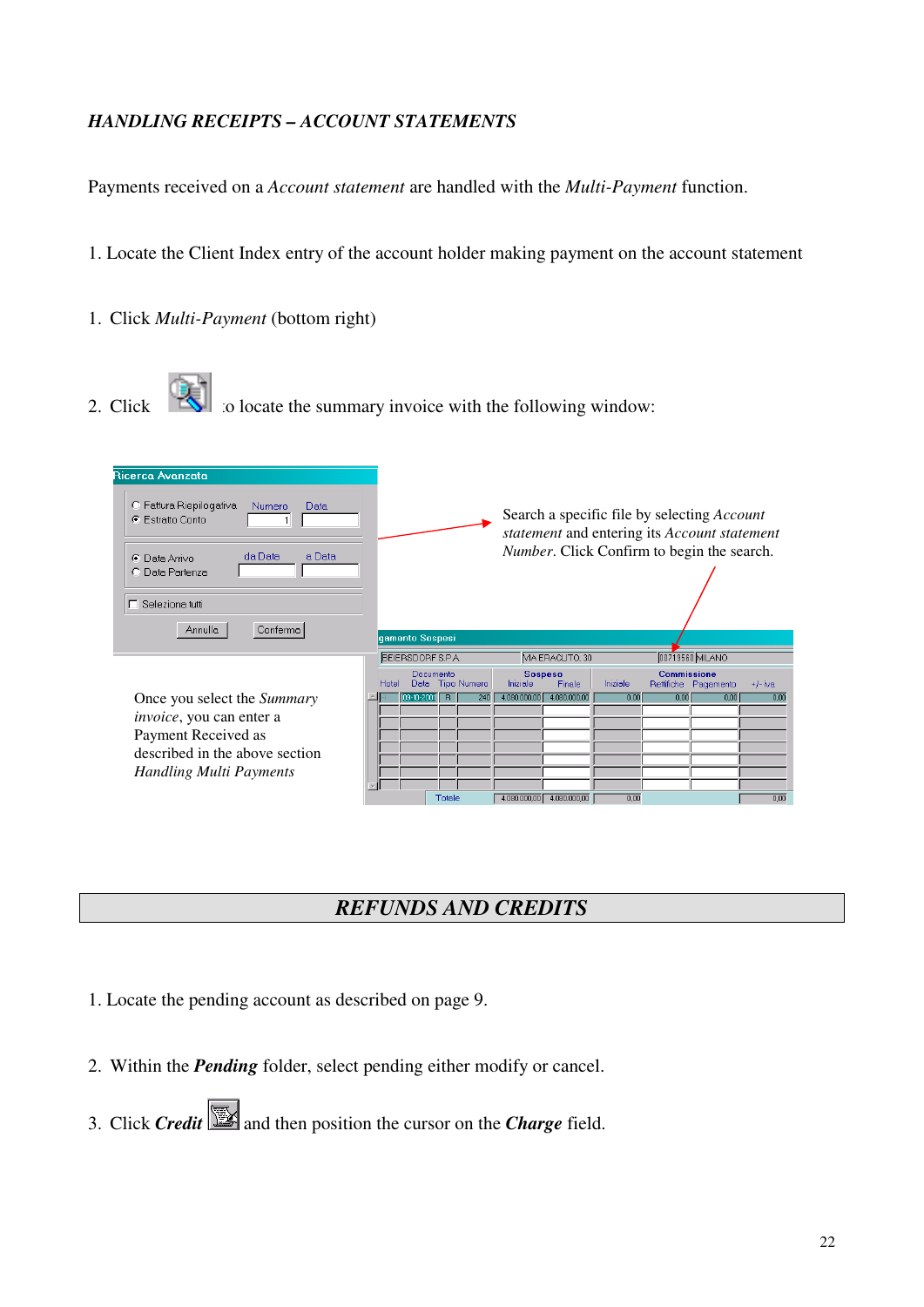*HANDLING RECEIPTS – ACCOUNT STATEMENTS*

Payments received on a *Account statement* are handled with the *Multi-Payment* function.

1. Locate the Client Index entry of the account holder making payment on the account statement

1. Click *Multi-Payment* (bottom right)

2. Click to locate the summary invoice with the following window:

Search a specific file by selecting *Account statement* and entering its *Account statement Number*. Click Confirm to begin the search.

Once you select the *Summary invoice*, you can enter a Payment Received as described in the above section *Handling Multi Payments*

## *REFUNDS AND CREDITS*

1. Locate the pending account as described on page 9.

2. Within the ***Pending*** folder, select pending either modify or cancel.

3. Click ***Credit*** and then position the cursor on the ***Charge*** field.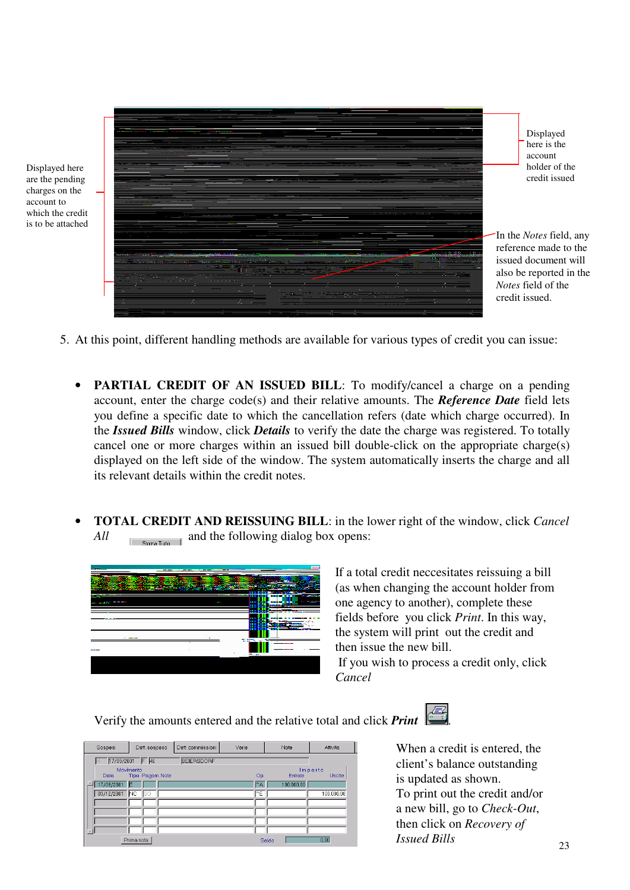Displayed here are the pending charges on the account to which the credit is to be attached

Displayed here is the account holder of the credit issued

In the *Notes* field, any reference made to the issued document will also be reported in the *Notes* field of the credit issued.

5. At this point, different handling methods are available for various types of credit you can issue:

- **PARTIAL CREDIT OF AN ISSUED BILL**: To modify/cancel a charge on a pending account, enter the charge code(s) and their relative amounts. The ***Reference Date*** field lets you define a specific date to which the cancellation refers (date which charge occurred). In the ***Issued Bills*** window, click ***Details*** to verify the date the charge was registered. To totally cancel one or more charges within an issued bill double-click on the appropriate charge(s) displayed on the left side of the window. The system automatically inserts the charge and all its relevant details within the credit notes.

- **TOTAL CREDIT AND REISSUING BILL**: in the lower right of the window, click *Cancel All* Storna Tutto and the following dialog box opens:

If a total credit neccesitates reissuing a bill (as when changing the account holder from one agency to another), complete these fields before you click *Print*. In this way, the system will print out the credit and then issue the new bill.
If you wish to process a credit only, click *Cancel*

Verify the amounts entered and the relative total and click ***Print***.

| Sospesi | Dett. sospeso | Dett. commissioni | Varie | Note | Attivita |
|---|---|---|---|---|---|

17/09/2001 F 46 BEIERSDORF

| Movimento Data | Tipo | Pagam. | Note | Op. | Importo Entrate | Uscite |
|---|---|---|---|---|---|---|
| 17/08/2001 | F | | | *A | 100.000,00 | |
| 03/12/2001 | NC | SO | | *E | | 100.000,00 |

Prima nota — Saldo 0,00

When a credit is entered, the client's balance outstanding is updated as shown.
To print out the credit and/or a new bill, go to *Check-Out*, then click on *Recovery of Issued Bills*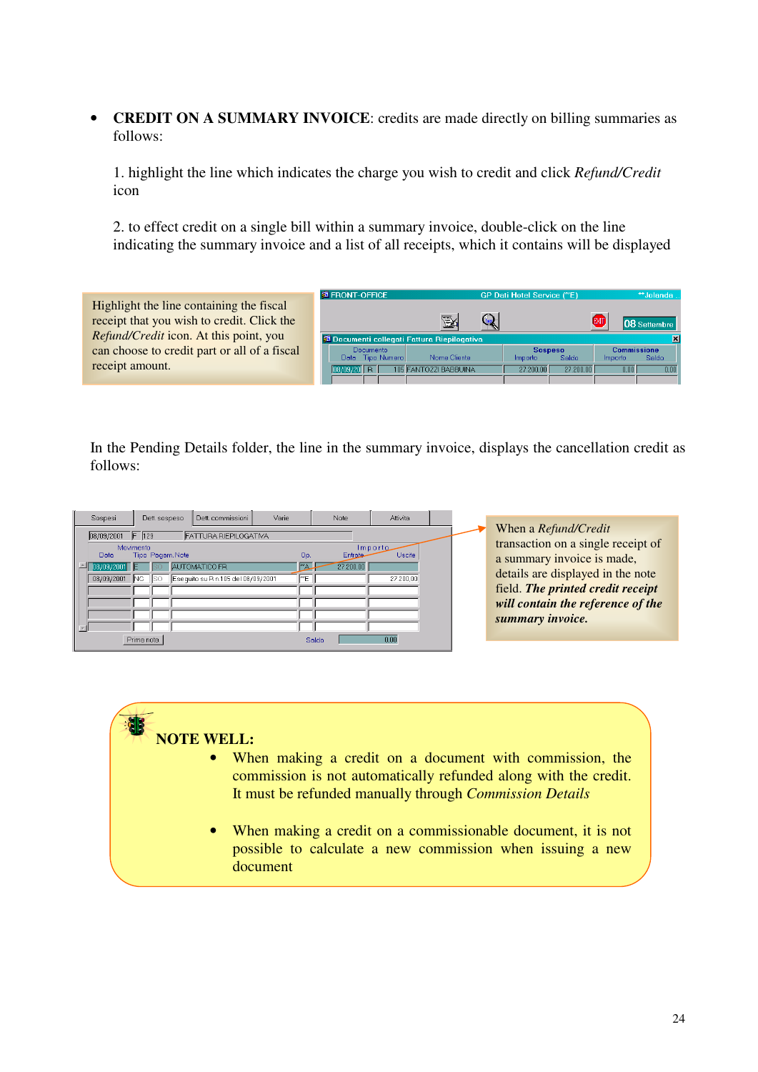- **CREDIT ON A SUMMARY INVOICE**: credits are made directly on billing summaries as follows:

  1. highlight the line which indicates the charge you wish to credit and click *Refund/Credit* icon

  2. to effect credit on a single bill within a summary invoice, double-click on the line indicating the summary invoice and a list of all receipts, which it contains will be displayed

Highlight the line containing the fiscal receipt that you wish to credit. Click the *Refund/Credit* icon. At this point, you can choose to credit part or all of a fiscal receipt amount.

In the Pending Details folder, the line in the summary invoice, displays the cancellation credit as follows:

When a *Refund/Credit* transaction on a single receipt of a summary invoice is made, details are displayed in the note field. ***The printed credit receipt will contain the reference of the summary invoice.***

**NOTE WELL:**

- When making a credit on a document with commission, the commission is not automatically refunded along with the credit. It must be refunded manually through *Commission Details*

- When making a credit on a commissionable document, it is not possible to calculate a new commission when issuing a new document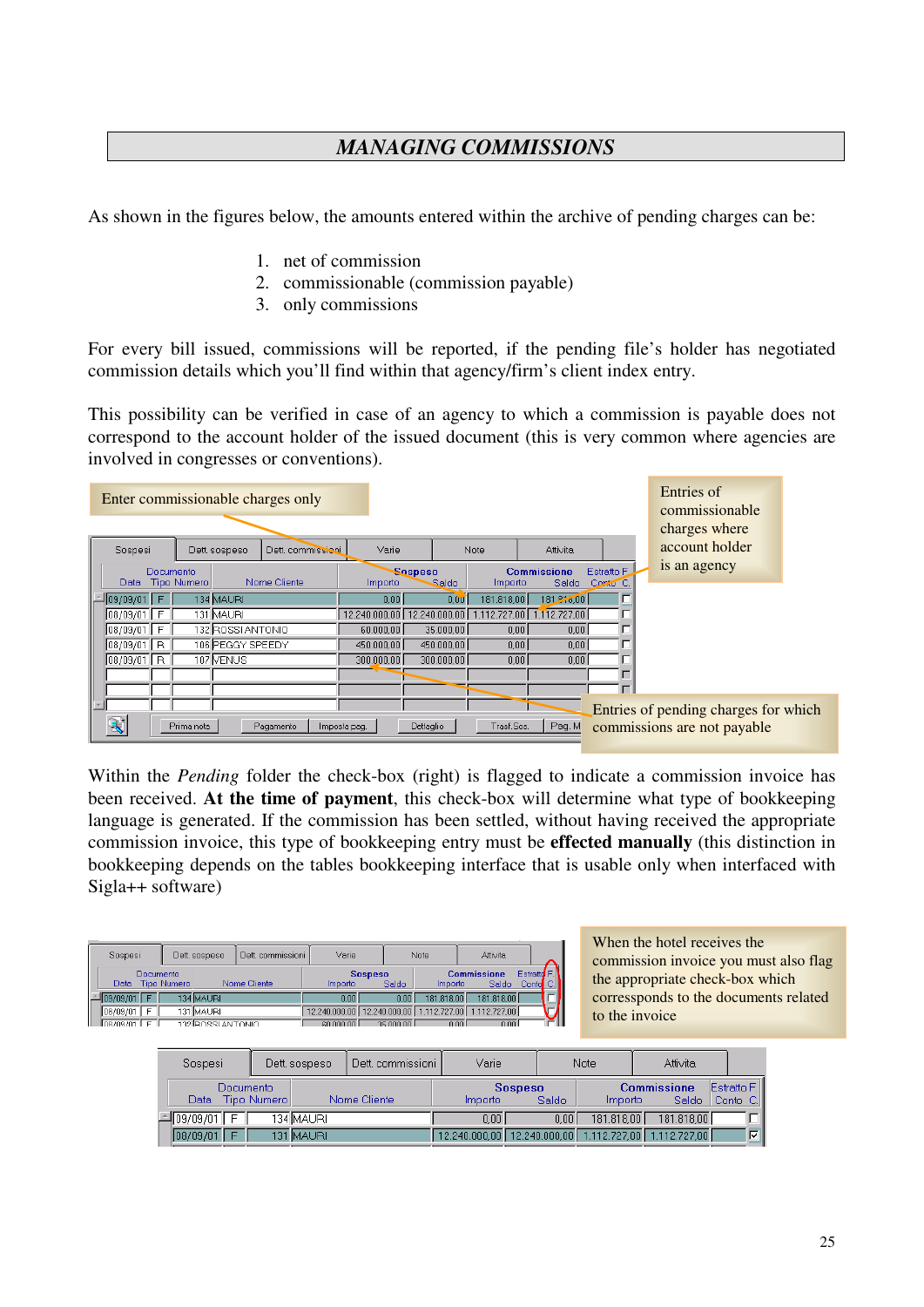# MANAGING COMMISSIONS

As shown in the figures below, the amounts entered within the archive of pending charges can be:

1. net of commission
2. commissionable (commission payable)
3. only commissions

For every bill issued, commissions will be reported, if the pending file's holder has negotiated commission details which you'll find within that agency/firm's client index entry.

This possibility can be verified in case of an agency to which a commission is payable does not correspond to the account holder of the issued document (this is very common where agencies are involved in congresses or conventions).

Enter commissionable charges only

Entries of commissionable charges where account holder is an agency

| Data | Tipo | Numero | Nome Cliente | Sospeso Importo | Sospeso Saldo | Commissione Importo | Commissione Saldo | Estratto Conto | F. C. |
|---|---|---|---|---|---|---|---|---|---|
| 09/09/01 | F | 134 | MAURI | 0,00 | 0,00 | 181.818,00 | 181.818,00 | | ☐ |
| 08/09/01 | F | 131 | MAURI | 12.240.000,00 | 12.240.000,00 | 1.112.727,00 | 1.112.727,00 | | ☐ |
| 08/09/01 | F | 132 | ROSSI ANTONIO | 60.000,00 | 35.000,00 | 0,00 | 0,00 | | ☐ |
| 08/09/01 | R | 106 | PEGGY SPEEDY | 450.000,00 | 450.000,00 | 0,00 | 0,00 | | ☐ |
| 08/09/01 | R | 107 | VENUS | 300.000,00 | 300.000,00 | 0,00 | 0,00 | | ☐ |

Entries of pending charges for which commissions are not payable

Within the *Pending* folder the check-box (right) is flagged to indicate a commission invoice has been received. **At the time of payment**, this check-box will determine what type of bookkeeping language is generated. If the commission has been settled, without having received the appropriate commission invoice, this type of bookkeeping entry must be **effected manually** (this distinction in bookkeeping depends on the tables bookkeeping interface that is usable only when interfaced with Sigla++ software)

When the hotel receives the commission invoice you must also flag the appropriate check-box which corressponds to the documents related to the invoice

| Data | Tipo | Numero | Nome Cliente | Sospeso Importo | Sospeso Saldo | Commissione Importo | Commissione Saldo | Estratto Conto | F. C. |
|---|---|---|---|---|---|---|---|---|---|
| 09/09/01 | F | 134 | MAURI | 0,00 | 0,00 | 181.818,00 | 181.818,00 | | ☐ |
| 08/09/01 | F | 131 | MAURI | 12.240.000,00 | 12.240.000,00 | 1.112.727,00 | 1.112.727,00 | | ☑ |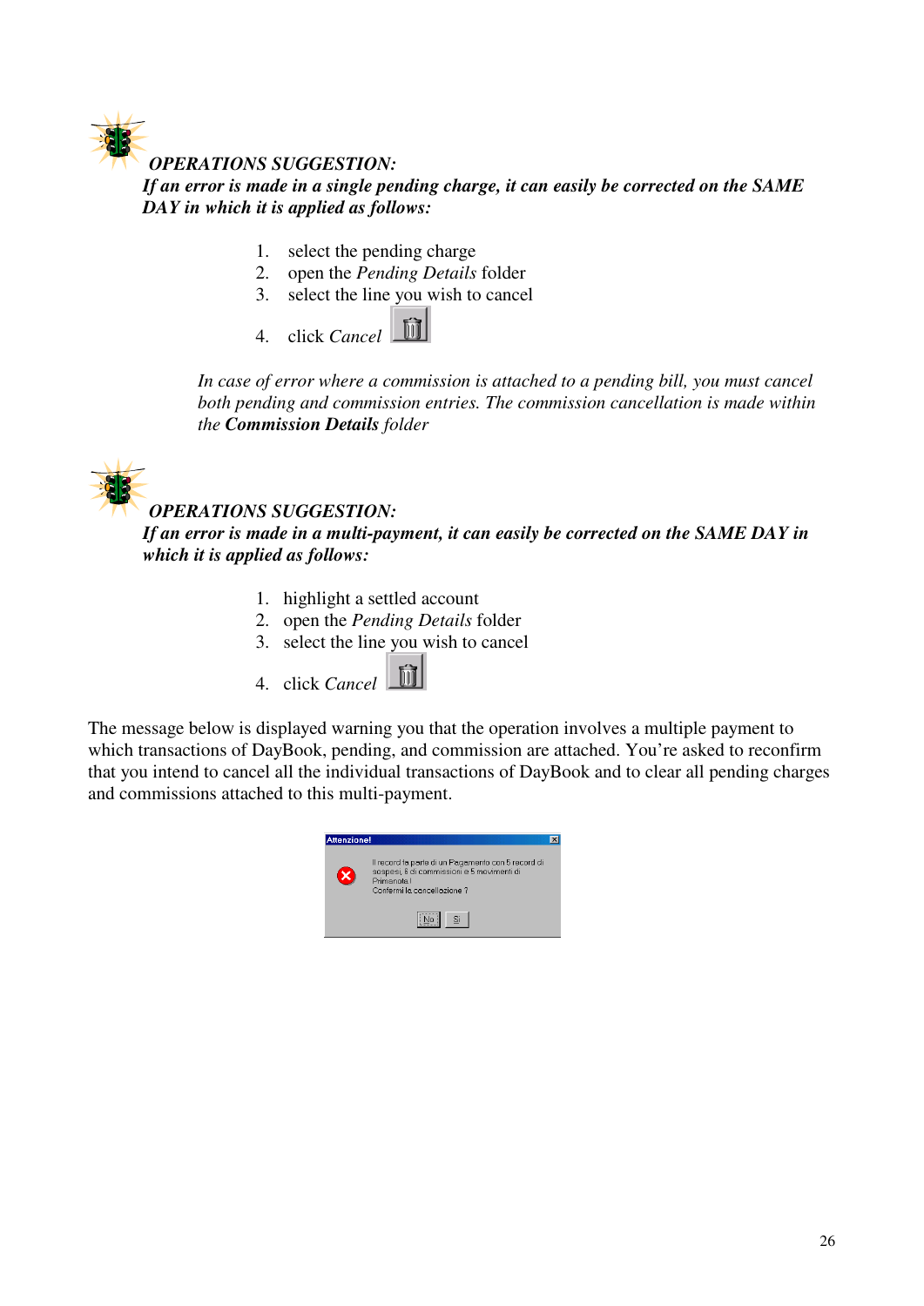*OPERATIONS SUGGESTION:*
***If an error is made in a single pending charge, it can easily be corrected on the SAME DAY in which it is applied as follows:***

1. select the pending charge
2. open the *Pending Details* folder
3. select the line you wish to cancel
4. click *Cancel*

*In case of error where a commission is attached to a pending bill, you must cancel both pending and commission entries. The commission cancellation is made within the* ***Commission Details*** *folder*

*OPERATIONS SUGGESTION:*
***If an error is made in a multi-payment, it can easily be corrected on the SAME DAY in which it is applied as follows:***

1. highlight a settled account
2. open the *Pending Details* folder
3. select the line you wish to cancel
4. click *Cancel*

The message below is displayed warning you that the operation involves a multiple payment to which transactions of DayBook, pending, and commission are attached. You're asked to reconfirm that you intend to cancel all the individual transactions of DayBook and to clear all pending charges and commissions attached to this multi-payment.

Attenzione!

Il record fa parte di un Pagamento con 5 record di sospesi, 5 di commissioni e 5 movimenti di Primanota!
Confermi la cancellazione ?

No | Sì